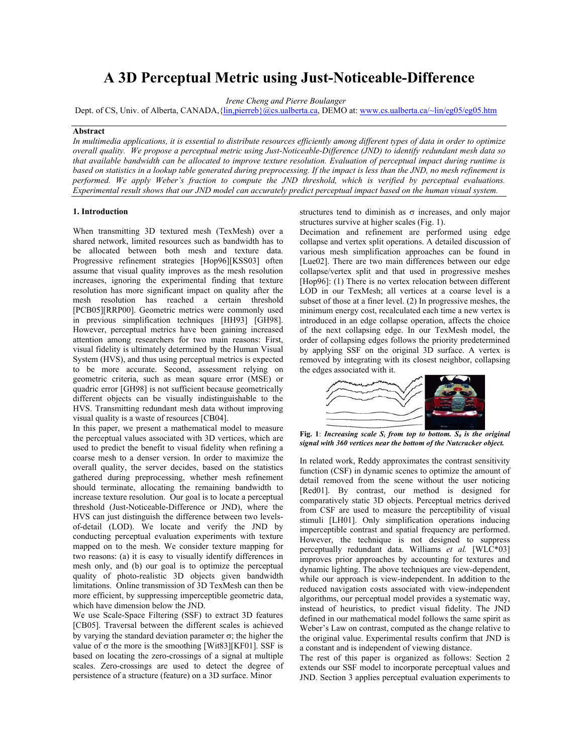# A 3D Perceptual Metric using Just-Noticeable-Difference

*Irene Cheng and Pierre Boulanger*

Dept. of CS, Univ. of Alberta, CANADA,{lin,pierreb}@cs.ualberta.ca, DEMO at: www.cs.ualberta.ca/~lin/eg05/eg05.htm

**Abstract**

*In multimedia applications, it is essential to distribute resources efficiently among different types of data in order to optimize overall quality. We propose a perceptual metric using Just-Noticeable-Difference (JND) to identify redundant mesh data so that available bandwidth can be allocated to improve texture resolution. Evaluation of perceptual impact during runtime is based on statistics in a lookup table generated during preprocessing. If the impact is less than the JND, no mesh refinement is performed. We apply Weber's fraction to compute the JND threshold, which is verified by perceptual evaluations. Experimental result shows that our JND model can accurately predict perceptual impact based on the human visual system.*

## 1. Introduction

When transmitting 3D textured mesh (TexMesh) over a shared network, limited resources such as bandwidth has to be allocated between both mesh and texture data. Progressive refinement strategies [Hop96][KSS03] often assume that visual quality improves as the mesh resolution increases, ignoring the experimental finding that texture resolution has more significant impact on quality after the mesh resolution has reached a certain threshold [PCB05][RRP00]. Geometric metrics were commonly used in previous simplification techniques [HH93] [GH98]. However, perceptual metrics have been gaining increased attention among researchers for two main reasons: First, visual fidelity is ultimately determined by the Human Visual System (HVS), and thus using perceptual metrics is expected to be more accurate. Second, assessment relying on geometric criteria, such as mean square error (MSE) or quadric error [GH98] is not sufficient because geometrically different objects can be visually indistinguishable to the HVS. Transmitting redundant mesh data without improving visual quality is a waste of resources [CB04].

In this paper, we present a mathematical model to measure the perceptual values associated with 3D vertices, which are used to predict the benefit to visual fidelity when refining a coarse mesh to a denser version. In order to maximize the overall quality, the server decides, based on the statistics gathered during preprocessing, whether mesh refinement should terminate, allocating the remaining bandwidth to increase texture resolution. Our goal is to locate a perceptual threshold (Just-Noticeable-Difference or JND), where the HVS can just distinguish the difference between two levels-of-detail (LOD). We locate and verify the JND by conducting perceptual evaluation experiments with texture mapped on to the mesh. We consider texture mapping for two reasons: (a) it is easy to visually identify differences in mesh only, and (b) our goal is to optimize the perceptual quality of photo-realistic 3D objects given bandwidth limitations. Online transmission of 3D TexMesh can then be more efficient, by suppressing imperceptible geometric data, which have dimension below the JND.

We use Scale-Space Filtering (SSF) to extract 3D features [CB05]. Traversal between the different scales is achieved by varying the standard deviation parameter $\sigma$; the higher the value of $\sigma$ the more is the smoothing [Wit83][KF01]. SSF is based on locating the zero-crossings of a signal at multiple scales. Zero-crossings are used to detect the degree of persistence of a structure (feature) on a 3D surface. Minor structures tend to diminish as $\sigma$ increases, and only major structures survive at higher scales (Fig. 1).

Decimation and refinement are performed using edge collapse and vertex split operations. A detailed discussion of various mesh simplification approaches can be found in [Lue02]. There are two main differences between our edge collapse/vertex split and that used in progressive meshes [Hop96]: (1) There is no vertex relocation between different LOD in our TexMesh; all vertices at a coarse level is a subset of those at a finer level. (2) In progressive meshes, the minimum energy cost, recalculated each time a new vertex is introduced in an edge collapse operation, affects the choice of the next collapsing edge. In our TexMesh model, the order of collapsing edges follows the priority predetermined by applying SSF on the original 3D surface. A vertex is removed by integrating with its closest neighbor, collapsing the edges associated with it.

**Fig. 1**: ***Increasing scale $S_i$ from top to bottom. $S_0$ is the original signal with 360 vertices near the bottom of the Nutcracker object.***

In related work, Reddy approximates the contrast sensitivity function (CSF) in dynamic scenes to optimize the amount of detail removed from the scene without the user noticing [Red01]. By contrast, our method is designed for comparatively static 3D objects. Perceptual metrics derived from CSF are used to measure the perceptibility of visual stimuli [LH01]. Only simplification operations inducing imperceptible contrast and spatial frequency are performed. However, the technique is not designed to suppress perceptually redundant data. Williams *et al.* [WLC*03] improves prior approaches by accounting for textures and dynamic lighting. The above techniques are view-dependent, while our approach is view-independent. In addition to the reduced navigation costs associated with view-independent algorithms, our perceptual model provides a systematic way, instead of heuristics, to predict visual fidelity. The JND defined in our mathematical model follows the same spirit as Weber's Law on contrast, computed as the change relative to the original value. Experimental results confirm that JND is a constant and is independent of viewing distance.

The rest of this paper is organized as follows: Section 2 extends our SSF model to incorporate perceptual values and JND. Section 3 applies perceptual evaluation experiments to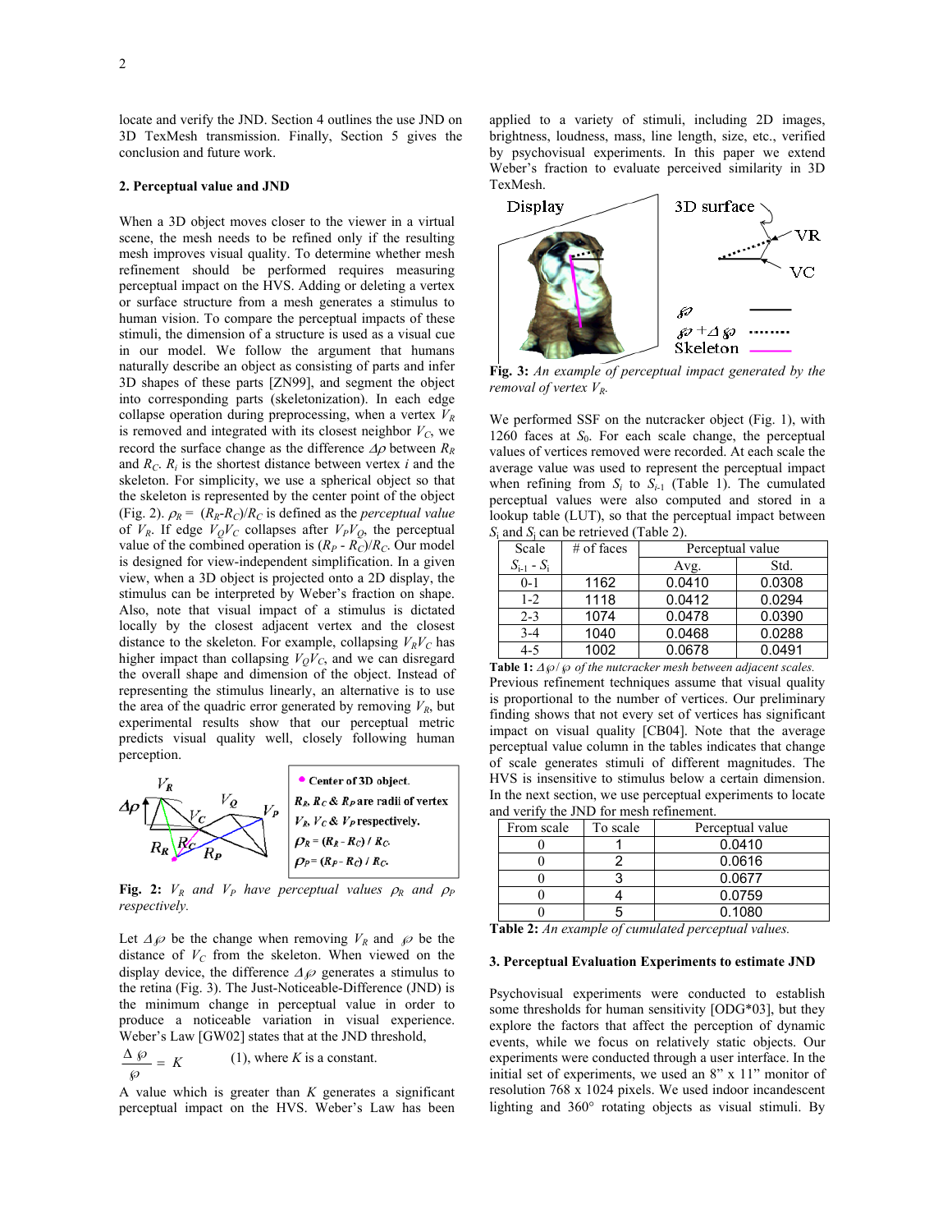locate and verify the JND. Section 4 outlines the use JND on 3D TexMesh transmission. Finally, Section 5 gives the conclusion and future work.

## 2. Perceptual value and JND

When a 3D object moves closer to the viewer in a virtual scene, the mesh needs to be refined only if the resulting mesh improves visual quality. To determine whether mesh refinement should be performed requires measuring perceptual impact on the HVS. Adding or deleting a vertex or surface structure from a mesh generates a stimulus to human vision. To compare the perceptual impacts of these stimuli, the dimension of a structure is used as a visual cue in our model. We follow the argument that humans naturally describe an object as consisting of parts and infer 3D shapes of these parts [ZN99], and segment the object into corresponding parts (skeletonization). In each edge collapse operation during preprocessing, when a vertex $V_R$ is removed and integrated with its closest neighbor $V_C$, we record the surface change as the difference $\Delta\rho$ between $R_R$ and $R_C$. $R_i$ is the shortest distance between vertex $i$ and the skeleton. For simplicity, we use a spherical object so that the skeleton is represented by the center point of the object (Fig. 2). $\rho_R = (R_R\text{-}R_C)/R_C$ is defined as the *perceptual value* of $V_R$. If edge $V_QV_C$ collapses after $V_PV_Q$, the perceptual value of the combined operation is $(R_P - R_C)/R_C$. Our model is designed for view-independent simplification. In a given view, when a 3D object is projected onto a 2D display, the stimulus can be interpreted by Weber's fraction on shape. Also, note that visual impact of a stimulus is dictated locally by the closest adjacent vertex and the closest distance to the skeleton. For example, collapsing $V_RV_C$ has higher impact than collapsing $V_QV_C$, and we can disregard the overall shape and dimension of the object. Instead of representing the stimulus linearly, an alternative is to use the area of the quadric error generated by removing $V_R$, but experimental results show that our perceptual metric predicts visual quality well, closely following human perception.

**Fig. 2:** *$V_R$ and $V_P$ have perceptual values $\rho_R$ and $\rho_P$ respectively.*

Let $\Delta\wp$ be the change when removing $V_R$ and $\wp$ be the distance of $V_C$ from the skeleton. When viewed on the display device, the difference $\Delta\wp$ generates a stimulus to the retina (Fig. 3). The Just-Noticeable-Difference (JND) is the minimum change in perceptual value in order to produce a noticeable variation in visual experience. Weber's Law [GW02] states that at the JND threshold,

$$\frac{\Delta\wp}{\wp} = K \qquad (1)$$

where $K$ is a constant.

A value which is greater than $K$ generates a significant perceptual impact on the HVS. Weber's Law has been applied to a variety of stimuli, including 2D images, brightness, loudness, mass, line length, size, etc., verified by psychovisual experiments. In this paper we extend Weber's fraction to evaluate perceived similarity in 3D TexMesh.

**Fig. 3:** *An example of perceptual impact generated by the removal of vertex $V_R$.*

We performed SSF on the nutcracker object (Fig. 1), with 1260 faces at $S_0$. For each scale change, the perceptual values of vertices removed were recorded. At each scale the average value was used to represent the perceptual impact when refining from $S_i$ to $S_{i-1}$ (Table 1). The cumulated perceptual values were also computed and stored in a lookup table (LUT), so that the perceptual impact between $S_i$ and $S_j$ can be retrieved (Table 2).

| Scale | # of faces | Perceptual value | |
|---|---|---|---|
| $S_{i-1}$ - $S_i$ | | Avg. | Std. |
| 0-1 | 1162 | 0.0410 | 0.0308 |
| 1-2 | 1118 | 0.0412 | 0.0294 |
| 2-3 | 1074 | 0.0478 | 0.0390 |
| 3-4 | 1040 | 0.0468 | 0.0288 |
| 4-5 | 1002 | 0.0678 | 0.0491 |

**Table 1:** *$\Delta\wp/\wp$ of the nutcracker mesh between adjacent scales.*

Previous refinement techniques assume that visual quality is proportional to the number of vertices. Our preliminary finding shows that not every set of vertices has significant impact on visual quality [CB04]. Note that the average perceptual value column in the tables indicates that change of scale generates stimuli of different magnitudes. The HVS is insensitive to stimulus below a certain dimension. In the next section, we use perceptual experiments to locate and verify the JND for mesh refinement.

| From scale | To scale | Perceptual value |
|---|---|---|
| 0 | 1 | 0.0410 |
| 0 | 2 | 0.0616 |
| 0 | 3 | 0.0677 |
| 0 | 4 | 0.0759 |
| 0 | 5 | 0.1080 |

**Table 2:** *An example of cumulated perceptual values.*

## 3. Perceptual Evaluation Experiments to estimate JND

Psychovisual experiments were conducted to establish some thresholds for human sensitivity [ODG*03], but they explore the factors that affect the perception of dynamic events, while we focus on relatively static objects. Our experiments were conducted through a user interface. In the initial set of experiments, we used an 8" x 11" monitor of resolution 768 x 1024 pixels. We used indoor incandescent lighting and 360° rotating objects as visual stimuli. By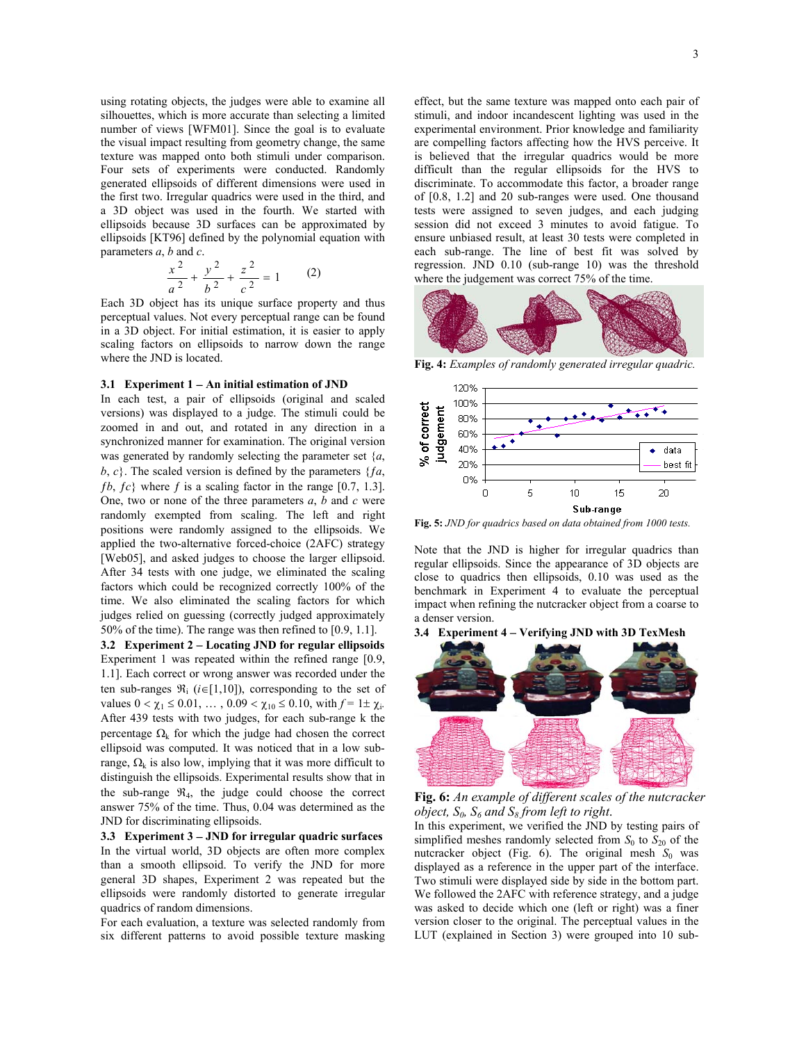using rotating objects, the judges were able to examine all silhouettes, which is more accurate than selecting a limited number of views [WFM01]. Since the goal is to evaluate the visual impact resulting from geometry change, the same texture was mapped onto both stimuli under comparison. Four sets of experiments were conducted. Randomly generated ellipsoids of different dimensions were used in the first two. Irregular quadrics were used in the third, and a 3D object was used in the fourth. We started with ellipsoids because 3D surfaces can be approximated by ellipsoids [KT96] defined by the polynomial equation with parameters *a*, *b* and *c*.

$$\frac{x^2}{a^2} + \frac{y^2}{b^2} + \frac{z^2}{c^2} = 1 \qquad (2)$$

Each 3D object has its unique surface property and thus perceptual values. Not every perceptual range can be found in a 3D object. For initial estimation, it is easier to apply scaling factors on ellipsoids to narrow down the range where the JND is located.

### 3.1 Experiment 1 – An initial estimation of JND

In each test, a pair of ellipsoids (original and scaled versions) was displayed to a judge. The stimuli could be zoomed in and out, and rotated in any direction in a synchronized manner for examination. The original version was generated by randomly selecting the parameter set $\{a, b, c\}$. The scaled version is defined by the parameters $\{fa, fb, fc\}$ where $f$ is a scaling factor in the range [0.7, 1.3]. One, two or none of the three parameters $a$, $b$ and $c$ were randomly exempted from scaling. The left and right positions were randomly assigned to the ellipsoids. We applied the two-alternative forced-choice (2AFC) strategy [Web05], and asked judges to choose the larger ellipsoid. After 34 tests with one judge, we eliminated the scaling factors which could be recognized correctly 100% of the time. We also eliminated the scaling factors for which judges relied on guessing (correctly judged approximately 50% of the time). The range was then refined to [0.9, 1.1].

### 3.2 Experiment 2 – Locating JND for regular ellipsoids

Experiment 1 was repeated within the refined range [0.9, 1.1]. Each correct or wrong answer was recorded under the ten sub-ranges $\Re_i$ ($i\in[1,10]$), corresponding to the set of values $0 < \chi_1 \leq 0.01$, … , $0.09 < \chi_{10} \leq 0.10$, with $f = 1\pm \chi_i$. After 439 tests with two judges, for each sub-range k the percentage $\Omega_k$ for which the judge had chosen the correct ellipsoid was computed. It was noticed that in a low sub-range, $\Omega_k$ is also low, implying that it was more difficult to distinguish the ellipsoids. Experimental results show that in the sub-range $\Re_4$, the judge could choose the correct answer 75% of the time. Thus, 0.04 was determined as the JND for discriminating ellipsoids.

### 3.3 Experiment 3 – JND for irregular quadric surfaces

In the virtual world, 3D objects are often more complex than a smooth ellipsoid. To verify the JND for more general 3D shapes, Experiment 2 was repeated but the ellipsoids were randomly distorted to generate irregular quadrics of random dimensions.

For each evaluation, a texture was selected randomly from six different patterns to avoid possible texture masking effect, but the same texture was mapped onto each pair of stimuli, and indoor incandescent lighting was used in the experimental environment. Prior knowledge and familiarity are compelling factors affecting how the HVS perceive. It is believed that the irregular quadrics would be more difficult than the regular ellipsoids for the HVS to discriminate. To accommodate this factor, a broader range of [0.8, 1.2] and 20 sub-ranges were used. One thousand tests were assigned to seven judges, and each judging session did not exceed 3 minutes to avoid fatigue. To ensure unbiased result, at least 30 tests were completed in each sub-range. The line of best fit was solved by regression. JND 0.10 (sub-range 10) was the threshold where the judgement was correct 75% of the time.

**Fig. 4:** *Examples of randomly generated irregular quadric.*

**Fig. 5:** *JND for quadrics based on data obtained from 1000 tests.*

Note that the JND is higher for irregular quadrics than regular ellipsoids. Since the appearance of 3D objects are close to quadrics then ellipsoids, 0.10 was used as the benchmark in Experiment 4 to evaluate the perceptual impact when refining the nutcracker object from a coarse to a denser version.

### 3.4 Experiment 4 – Verifying JND with 3D TexMesh

**Fig. 6:** *An example of different scales of the nutcracker object, $S_0$, $S_6$ and $S_8$ from left to right.*

In this experiment, we verified the JND by testing pairs of simplified meshes randomly selected from $S_0$ to $S_{20}$ of the nutcracker object (Fig. 6). The original mesh $S_0$ was displayed as a reference in the upper part of the interface. Two stimuli were displayed side by side in the bottom part. We followed the 2AFC with reference strategy, and a judge was asked to decide which one (left or right) was a finer version closer to the original. The perceptual values in the LUT (explained in Section 3) were grouped into 10 sub-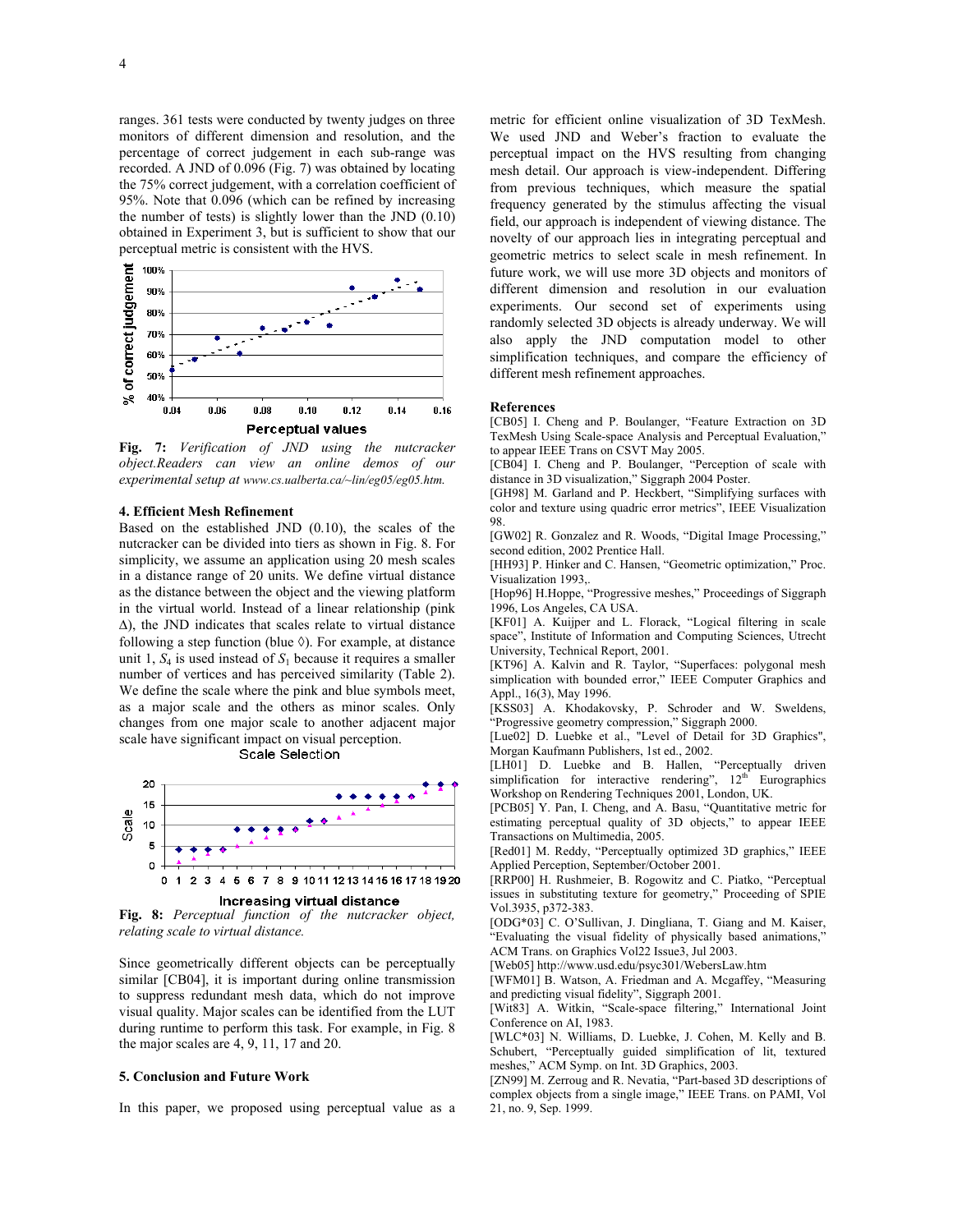ranges. 361 tests were conducted by twenty judges on three monitors of different dimension and resolution, and the percentage of correct judgement in each sub-range was recorded. A JND of 0.096 (Fig. 7) was obtained by locating the 75% correct judgement, with a correlation coefficient of 95%. Note that 0.096 (which can be refined by increasing the number of tests) is slightly lower than the JND (0.10) obtained in Experiment 3, but is sufficient to show that our perceptual metric is consistent with the HVS.

% of correct judgement

100%
90%
80%
70%
60%
50%
40%

0.04 0.06 0.08 0.10 0.12 0.14 0.16

Perceptual values

**Fig. 7:** *Verification of JND using the nutcracker object.Readers can view an online demos of our experimental setup at www.cs.ualberta.ca/~lin/eg05/eg05.htm.*

### 4. Efficient Mesh Refinement

Based on the established JND (0.10), the scales of the nutcracker can be divided into tiers as shown in Fig. 8. For simplicity, we assume an application using 20 mesh scales in a distance range of 20 units. We define virtual distance as the distance between the object and the viewing platform in the virtual world. Instead of a linear relationship (pink Δ), the JND indicates that scales relate to virtual distance following a step function (blue ◊). For example, at distance unit 1, $S_4$ is used instead of $S_1$ because it requires a smaller number of vertices and has perceived similarity (Table 2). We define the scale where the pink and blue symbols meet, as a major scale and the others as minor scales. Only changes from one major scale to another adjacent major scale have significant impact on visual perception.

Scale Selection

Scale

20
15
10
5
0

0 1 2 3 4 5 6 7 8 9 10 11 12 13 14 15 16 17 18 19 20

Increasing virtual distance

**Fig. 8:** *Perceptual function of the nutcracker object, relating scale to virtual distance.*

Since geometrically different objects can be perceptually similar [CB04], it is important during online transmission to suppress redundant mesh data, which do not improve visual quality. Major scales can be identified from the LUT during runtime to perform this task. For example, in Fig. 8 the major scales are 4, 9, 11, 17 and 20.

### 5. Conclusion and Future Work

In this paper, we proposed using perceptual value as a metric for efficient online visualization of 3D TexMesh. We used JND and Weber's fraction to evaluate the perceptual impact on the HVS resulting from changing mesh detail. Our approach is view-independent. Differing from previous techniques, which measure the spatial frequency generated by the stimulus affecting the visual field, our approach is independent of viewing distance. The novelty of our approach lies in integrating perceptual and geometric metrics to select scale in mesh refinement. In future work, we will use more 3D objects and monitors of different dimension and resolution in our evaluation experiments. Our second set of experiments using randomly selected 3D objects is already underway. We will also apply the JND computation model to other simplification techniques, and compare the efficiency of different mesh refinement approaches.

### References

[CB05] I. Cheng and P. Boulanger, "Feature Extraction on 3D TexMesh Using Scale-space Analysis and Perceptual Evaluation," to appear IEEE Trans on CSVT May 2005.

[CB04] I. Cheng and P. Boulanger, "Perception of scale with distance in 3D visualization," Siggraph 2004 Poster.

[GH98] M. Garland and P. Heckbert, "Simplifying surfaces with color and texture using quadric error metrics", IEEE Visualization 98.

[GW02] R. Gonzalez and R. Woods, "Digital Image Processing," second edition, 2002 Prentice Hall.

[HH93] P. Hinker and C. Hansen, "Geometric optimization," Proc. Visualization 1993,.

[Hop96] H.Hoppe, "Progressive meshes," Proceedings of Siggraph 1996, Los Angeles, CA USA.

[KF01] A. Kuijper and L. Florack, "Logical filtering in scale space", Institute of Information and Computing Sciences, Utrecht University, Technical Report, 2001.

[KT96] A. Kalvin and R. Taylor, "Superfaces: polygonal mesh simplication with bounded error," IEEE Computer Graphics and Appl., 16(3), May 1996.

[KSS03] A. Khodakovsky, P. Schroder and W. Sweldens, "Progressive geometry compression," Siggraph 2000.

[Lue02] D. Luebke et al., "Level of Detail for 3D Graphics", Morgan Kaufmann Publishers, 1st ed., 2002.

[LH01] D. Luebke and B. Hallen, "Perceptually driven simplification for interactive rendering", 12th Eurographics Workshop on Rendering Techniques 2001, London, UK.

[PCB05] Y. Pan, I. Cheng, and A. Basu, "Quantitative metric for estimating perceptual quality of 3D objects," to appear IEEE Transactions on Multimedia, 2005.

[Red01] M. Reddy, "Perceptually optimized 3D graphics," IEEE Applied Perception, September/October 2001.

[RRP00] H. Rushmeier, B. Rogowitz and C. Piatko, "Perceptual issues in substituting texture for geometry," Proceeding of SPIE Vol.3935, p372-383.

[ODG*03] C. O'Sullivan, J. Dingliana, T. Giang and M. Kaiser, "Evaluating the visual fidelity of physically based animations," ACM Trans. on Graphics Vol22 Issue3, Jul 2003.

[Web05] http://www.usd.edu/psyc301/WebersLaw.htm

[WFM01] B. Watson, A. Friedman and A. Mcgaffey, "Measuring and predicting visual fidelity", Siggraph 2001.

[Wit83] A. Witkin, "Scale-space filtering," International Joint Conference on AI, 1983.

[WLC*03] N. Williams, D. Luebke, J. Cohen, M. Kelly and B. Schubert, "Perceptually guided simplification of lit, textured meshes," ACM Symp. on Int. 3D Graphics, 2003.

[ZN99] M. Zerroug and R. Nevatia, "Part-based 3D descriptions of complex objects from a single image," IEEE Trans. on PAMI, Vol 21, no. 9, Sep. 1999.